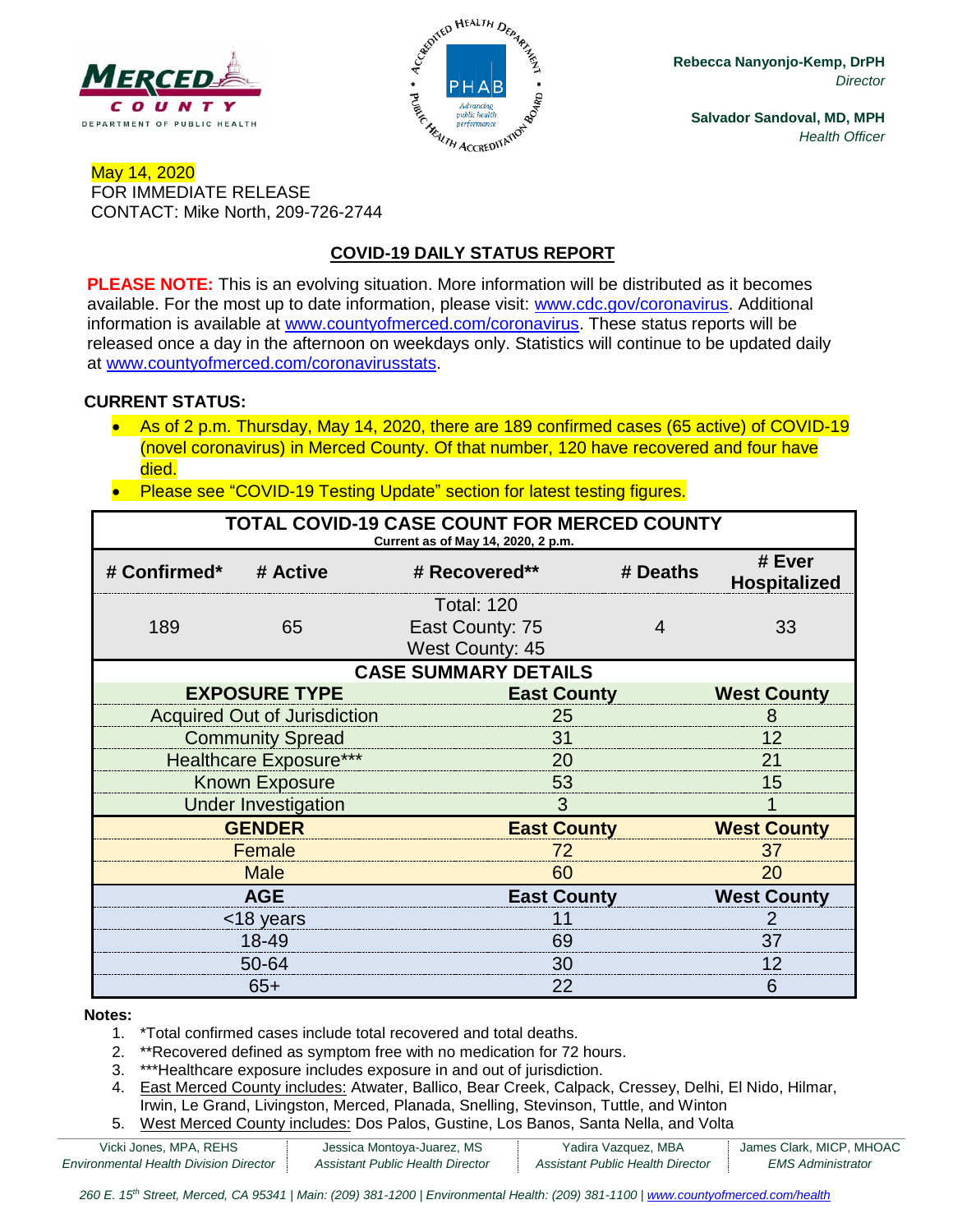Rebecca Nanyonjo-Kemp, DrPH
*Director*

Salvador Sandoval, MD, MPH
*Health Officer*

May 14, 2020
FOR IMMEDIATE RELEASE
CONTACT: Mike North, 209-726-2744

## COVID-19 DAILY STATUS REPORT

**PLEASE NOTE:** This is an evolving situation. More information will be distributed as it becomes available. For the most up to date information, please visit: www.cdc.gov/coronavirus. Additional information is available at www.countyofmerced.com/coronavirus. These status reports will be released once a day in the afternoon on weekdays only. Statistics will continue to be updated daily at www.countyofmerced.com/coronavirusstats.

**CURRENT STATUS:**

- As of 2 p.m. Thursday, May 14, 2020, there are 189 confirmed cases (65 active) of COVID-19 (novel coronavirus) in Merced County. Of that number, 120 have recovered and four have died.
- Please see "COVID-19 Testing Update" section for latest testing figures.

**TOTAL COVID-19 CASE COUNT FOR MERCED COUNTY**
Current as of May 14, 2020, 2 p.m.

| # Confirmed* | # Active | # Recovered** | # Deaths | # Ever Hospitalized |
|---|---|---|---|---|
| 189 | 65 | Total: 120<br>East County: 75<br>West County: 45 | 4 | 33 |

**CASE SUMMARY DETAILS**

| EXPOSURE TYPE | East County | West County |
|---|---|---|
| Acquired Out of Jurisdiction | 25 | 8 |
| Community Spread | 31 | 12 |
| Healthcare Exposure*** | 20 | 21 |
| Known Exposure | 53 | 15 |
| Under Investigation | 3 | 1 |
| **GENDER** | **East County** | **West County** |
| Female | 72 | 37 |
| Male | 60 | 20 |
| **AGE** | **East County** | **West County** |
| <18 years | 11 | 2 |
| 18-49 | 69 | 37 |
| 50-64 | 30 | 12 |
| 65+ | 22 | 6 |

**Notes:**

1. *Total confirmed cases include total recovered and total deaths.
2. **Recovered defined as symptom free with no medication for 72 hours.
3. ***Healthcare exposure includes exposure in and out of jurisdiction.
4. East Merced County includes: Atwater, Ballico, Bear Creek, Calpack, Cressey, Delhi, El Nido, Hilmar, Irwin, Le Grand, Livingston, Merced, Planada, Snelling, Stevinson, Tuttle, and Winton
5. West Merced County includes: Dos Palos, Gustine, Los Banos, Santa Nella, and Volta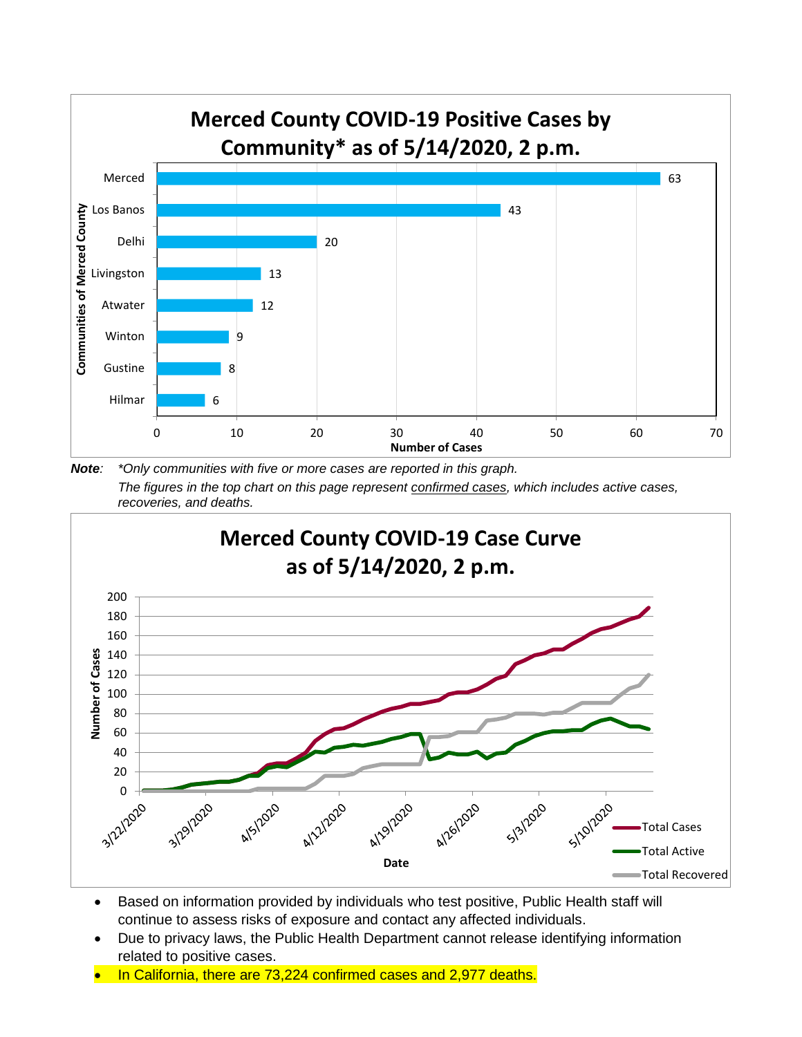## Merced County COVID-19 Positive Cases by Community* as of 5/14/2020, 2 p.m.

| Communities of Merced County | Number of Cases |
|---|---|
| Merced | 63 |
| Los Banos | 43 |
| Delhi | 20 |
| Livingston | 13 |
| Atwater | 12 |
| Winton | 9 |
| Gustine | 8 |
| Hilmar | 6 |

***Note**:* *\*Only communities with five or more cases are reported in this graph.*
*The figures in the top chart on this page represent confirmed cases, which includes active cases, recoveries, and deaths.*

## Merced County COVID-19 Case Curve as of 5/14/2020, 2 p.m.

Number of Cases (0–200) by Date (3/22/2020 – 5/10/2020)

Legend: Total Cases, Total Active, Total Recovered

- Based on information provided by individuals who test positive, Public Health staff will continue to assess risks of exposure and contact any affected individuals.
- Due to privacy laws, the Public Health Department cannot release identifying information related to positive cases.
- In California, there are 73,224 confirmed cases and 2,977 deaths.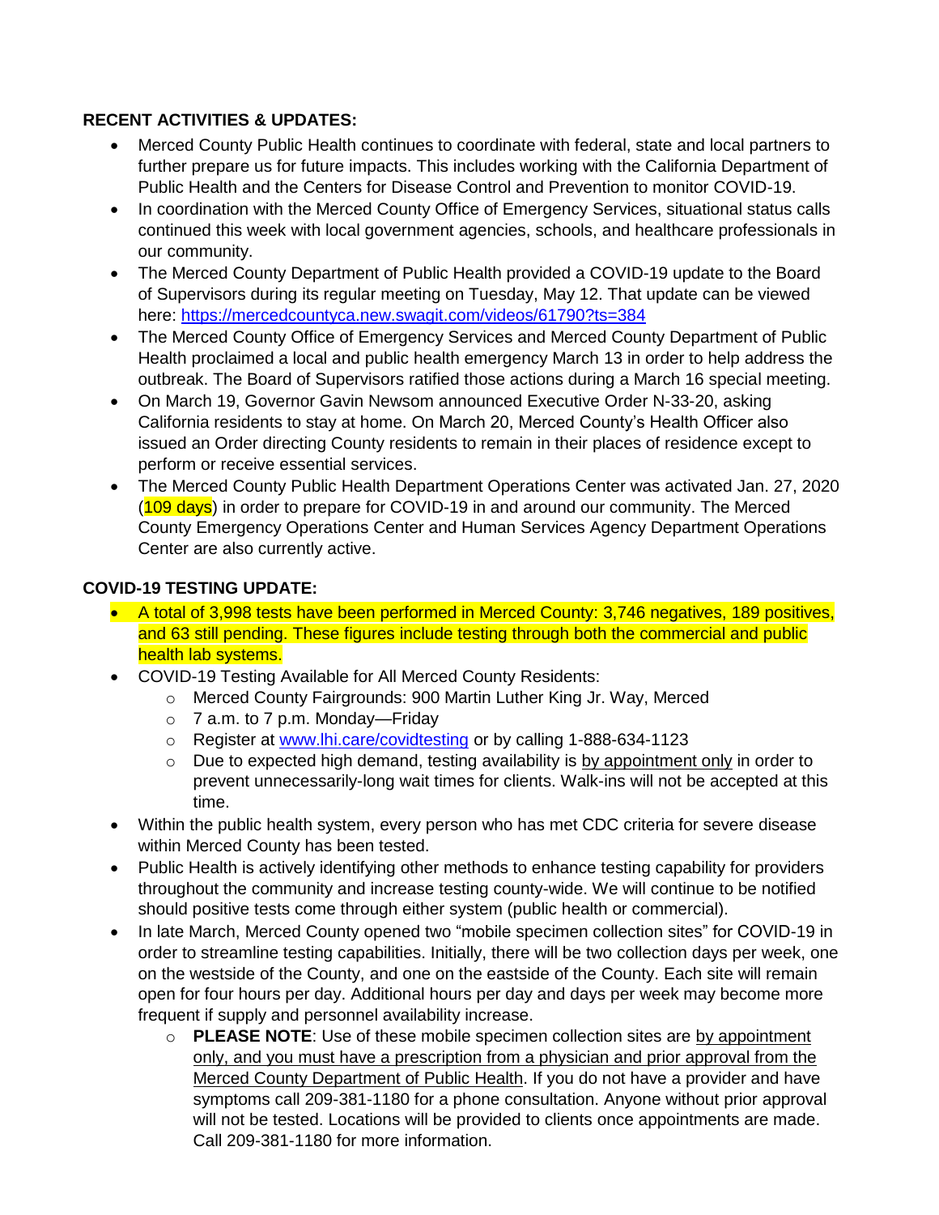**RECENT ACTIVITIES & UPDATES:**

- Merced County Public Health continues to coordinate with federal, state and local partners to further prepare us for future impacts. This includes working with the California Department of Public Health and the Centers for Disease Control and Prevention to monitor COVID-19.
- In coordination with the Merced County Office of Emergency Services, situational status calls continued this week with local government agencies, schools, and healthcare professionals in our community.
- The Merced County Department of Public Health provided a COVID-19 update to the Board of Supervisors during its regular meeting on Tuesday, May 12. That update can be viewed here: https://mercedcountyca.new.swagit.com/videos/61790?ts=384
- The Merced County Office of Emergency Services and Merced County Department of Public Health proclaimed a local and public health emergency March 13 in order to help address the outbreak. The Board of Supervisors ratified those actions during a March 16 special meeting.
- On March 19, Governor Gavin Newsom announced Executive Order N-33-20, asking California residents to stay at home. On March 20, Merced County's Health Officer also issued an Order directing County residents to remain in their places of residence except to perform or receive essential services.
- The Merced County Public Health Department Operations Center was activated Jan. 27, 2020 (109 days) in order to prepare for COVID-19 in and around our community. The Merced County Emergency Operations Center and Human Services Agency Department Operations Center are also currently active.

**COVID-19 TESTING UPDATE:**

- A total of 3,998 tests have been performed in Merced County: 3,746 negatives, 189 positives, and 63 still pending. These figures include testing through both the commercial and public health lab systems.
- COVID-19 Testing Available for All Merced County Residents:
  - Merced County Fairgrounds: 900 Martin Luther King Jr. Way, Merced
  - 7 a.m. to 7 p.m. Monday—Friday
  - Register at www.lhi.care/covidtesting or by calling 1-888-634-1123
  - Due to expected high demand, testing availability is by appointment only in order to prevent unnecessarily-long wait times for clients. Walk-ins will not be accepted at this time.
- Within the public health system, every person who has met CDC criteria for severe disease within Merced County has been tested.
- Public Health is actively identifying other methods to enhance testing capability for providers throughout the community and increase testing county-wide. We will continue to be notified should positive tests come through either system (public health or commercial).
- In late March, Merced County opened two "mobile specimen collection sites" for COVID-19 in order to streamline testing capabilities. Initially, there will be two collection days per week, one on the westside of the County, and one on the eastside of the County. Each site will remain open for four hours per day. Additional hours per day and days per week may become more frequent if supply and personnel availability increase.
  - **PLEASE NOTE**: Use of these mobile specimen collection sites are by appointment only, and you must have a prescription from a physician and prior approval from the Merced County Department of Public Health. If you do not have a provider and have symptoms call 209-381-1180 for a phone consultation. Anyone without prior approval will not be tested. Locations will be provided to clients once appointments are made. Call 209-381-1180 for more information.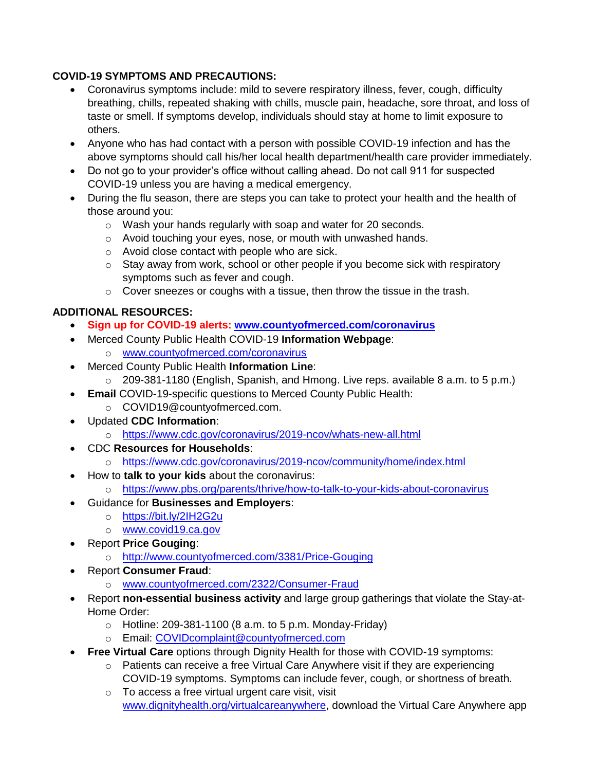**COVID-19 SYMPTOMS AND PRECAUTIONS:**

- Coronavirus symptoms include: mild to severe respiratory illness, fever, cough, difficulty breathing, chills, repeated shaking with chills, muscle pain, headache, sore throat, and loss of taste or smell. If symptoms develop, individuals should stay at home to limit exposure to others.
- Anyone who has had contact with a person with possible COVID-19 infection and has the above symptoms should call his/her local health department/health care provider immediately.
- Do not go to your provider's office without calling ahead. Do not call 911 for suspected COVID-19 unless you are having a medical emergency.
- During the flu season, there are steps you can take to protect your health and the health of those around you:
  - Wash your hands regularly with soap and water for 20 seconds.
  - Avoid touching your eyes, nose, or mouth with unwashed hands.
  - Avoid close contact with people who are sick.
  - Stay away from work, school or other people if you become sick with respiratory symptoms such as fever and cough.
  - Cover sneezes or coughs with a tissue, then throw the tissue in the trash.

**ADDITIONAL RESOURCES:**

- **Sign up for COVID-19 alerts: [www.countyofmerced.com/coronavirus](www.countyofmerced.com/coronavirus)**
- Merced County Public Health COVID-19 **Information Webpage**:
  - [www.countyofmerced.com/coronavirus](www.countyofmerced.com/coronavirus)
- Merced County Public Health **Information Line**:
  - 209-381-1180 (English, Spanish, and Hmong. Live reps. available 8 a.m. to 5 p.m.)
- **Email** COVID-19-specific questions to Merced County Public Health:
  - COVID19@countyofmerced.com.
- Updated **CDC Information**:
  - [https://www.cdc.gov/coronavirus/2019-ncov/whats-new-all.html](https://www.cdc.gov/coronavirus/2019-ncov/whats-new-all.html)
- CDC **Resources for Households**:
  - [https://www.cdc.gov/coronavirus/2019-ncov/community/home/index.html](https://www.cdc.gov/coronavirus/2019-ncov/community/home/index.html)
- How to **talk to your kids** about the coronavirus:
  - [https://www.pbs.org/parents/thrive/how-to-talk-to-your-kids-about-coronavirus](https://www.pbs.org/parents/thrive/how-to-talk-to-your-kids-about-coronavirus)
- Guidance for **Businesses and Employers**:
  - [https://bit.ly/2IH2G2u](https://bit.ly/2IH2G2u)
  - [www.covid19.ca.gov](www.covid19.ca.gov)
- Report **Price Gouging**:
  - [http://www.countyofmerced.com/3381/Price-Gouging](http://www.countyofmerced.com/3381/Price-Gouging)
- Report **Consumer Fraud**:
  - [www.countyofmerced.com/2322/Consumer-Fraud](www.countyofmerced.com/2322/Consumer-Fraud)
- Report **non-essential business activity** and large group gatherings that violate the Stay-at-Home Order:
  - Hotline: 209-381-1100 (8 a.m. to 5 p.m. Monday-Friday)
  - Email: [COVIDcomplaint@countyofmerced.com](mailto:COVIDcomplaint@countyofmerced.com)
- **Free Virtual Care** options through Dignity Health for those with COVID-19 symptoms:
  - Patients can receive a free Virtual Care Anywhere visit if they are experiencing COVID-19 symptoms. Symptoms can include fever, cough, or shortness of breath.
  - To access a free virtual urgent care visit, visit [www.dignityhealth.org/virtualcareanywhere](www.dignityhealth.org/virtualcareanywhere), download the Virtual Care Anywhere app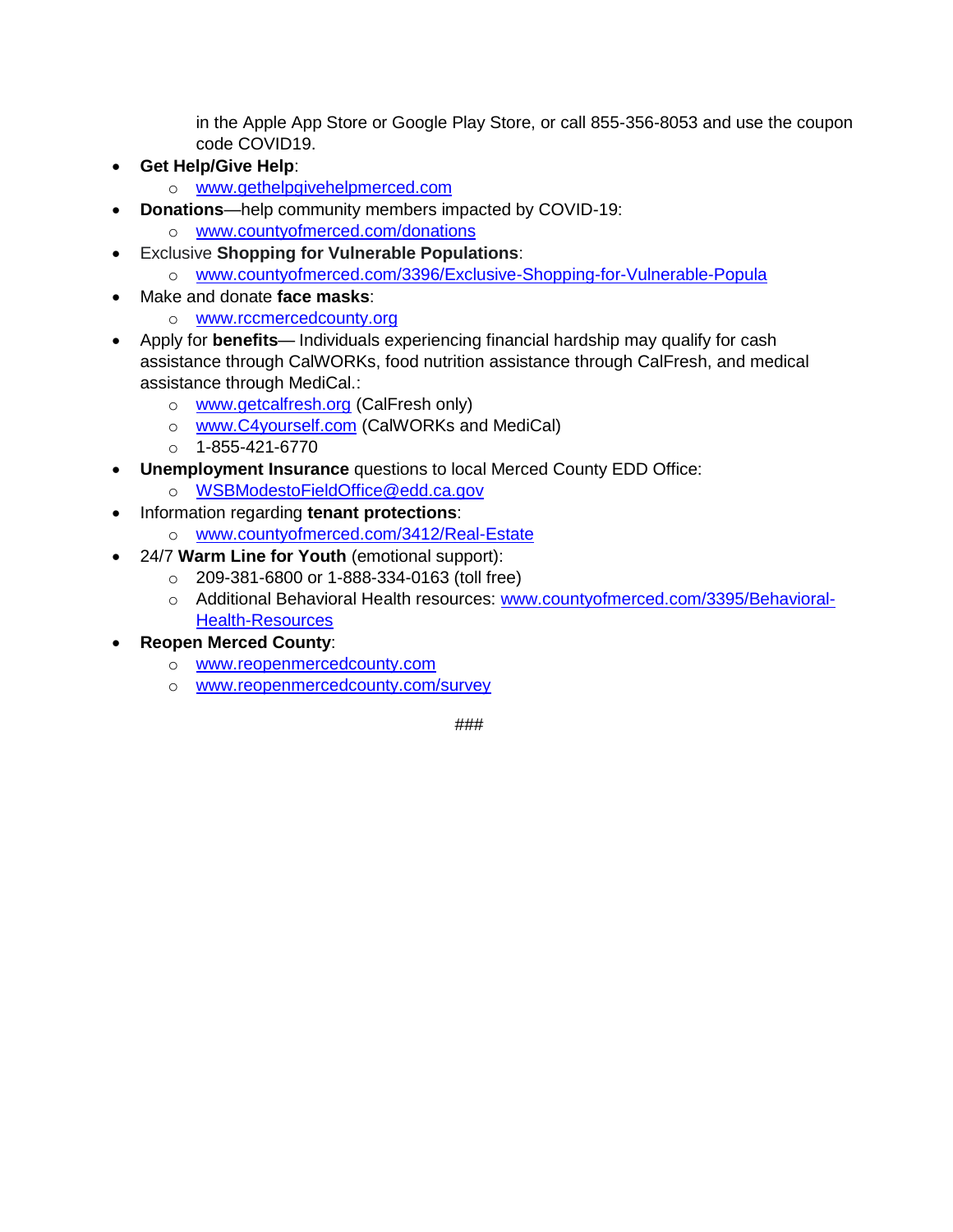in the Apple App Store or Google Play Store, or call 855-356-8053 and use the coupon code COVID19.

- **Get Help/Give Help**:
  - www.gethelpgivehelpmerced.com
- **Donations**—help community members impacted by COVID-19:
  - www.countyofmerced.com/donations
- Exclusive **Shopping for Vulnerable Populations**:
  - www.countyofmerced.com/3396/Exclusive-Shopping-for-Vulnerable-Popula
- Make and donate **face masks**:
  - www.rccmercedcounty.org
- Apply for **benefits**— Individuals experiencing financial hardship may qualify for cash assistance through CalWORKs, food nutrition assistance through CalFresh, and medical assistance through MediCal.:
  - www.getcalfresh.org (CalFresh only)
  - www.C4yourself.com (CalWORKs and MediCal)
  - 1-855-421-6770
- **Unemployment Insurance** questions to local Merced County EDD Office:
  - WSBModestoFieldOffice@edd.ca.gov
- Information regarding **tenant protections**:
  - www.countyofmerced.com/3412/Real-Estate
- 24/7 **Warm Line for Youth** (emotional support):
  - 209-381-6800 or 1-888-334-0163 (toll free)
  - Additional Behavioral Health resources: www.countyofmerced.com/3395/Behavioral-Health-Resources
- **Reopen Merced County**:
  - www.reopenmercedcounty.com
  - www.reopenmercedcounty.com/survey

###